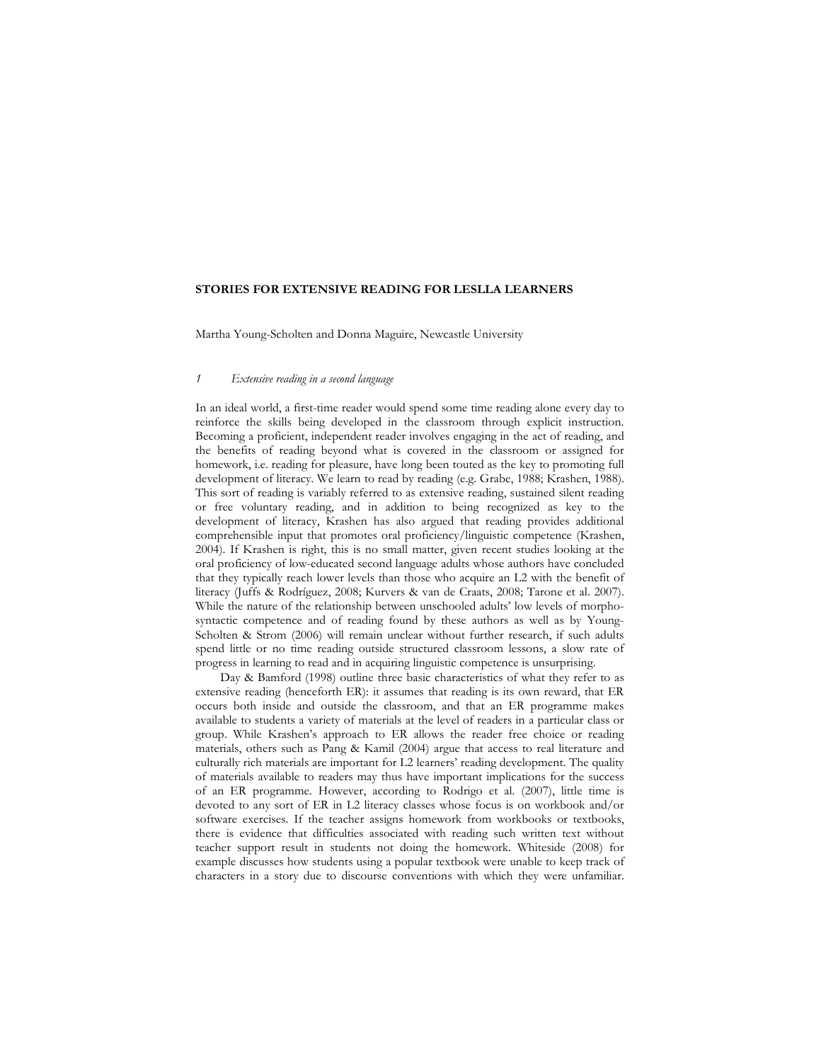# STORIES FOR EXTENSIVE READING FOR LESLLA LEARNERS

Martha Young-Scholten and Donna Maguire, Newcastle University

## 1 *Extensive reading in a second language*

In an ideal world, a first-time reader would spend some time reading alone every day to reinforce the skills being developed in the classroom through explicit instruction. Becoming a proficient, independent reader involves engaging in the act of reading, and the benefits of reading beyond what is covered in the classroom or assigned for homework, i.e. reading for pleasure, have long been touted as the key to promoting full development of literacy. We learn to read by reading (e.g. Grabe, 1988; Krashen, 1988). This sort of reading is variably referred to as extensive reading, sustained silent reading or free voluntary reading, and in addition to being recognized as key to the development of literacy, Krashen has also argued that reading provides additional comprehensible input that promotes oral proficiency/linguistic competence (Krashen, 2004). If Krashen is right, this is no small matter, given recent studies looking at the oral proficiency of low-educated second language adults whose authors have concluded that they typically reach lower levels than those who acquire an L2 with the benefit of literacy (Juffs & Rodríguez, 2008; Kurvers & van de Craats, 2008; Tarone et al. 2007). While the nature of the relationship between unschooled adults' low levels of morpho-syntactic competence and of reading found by these authors as well as by Young-Scholten & Strom (2006) will remain unclear without further research, if such adults spend little or no time reading outside structured classroom lessons, a slow rate of progress in learning to read and in acquiring linguistic competence is unsurprising.

Day & Bamford (1998) outline three basic characteristics of what they refer to as extensive reading (henceforth ER): it assumes that reading is its own reward, that ER occurs both inside and outside the classroom, and that an ER programme makes available to students a variety of materials at the level of readers in a particular class or group. While Krashen's approach to ER allows the reader free choice or reading materials, others such as Pang & Kamil (2004) argue that access to real literature and culturally rich materials are important for L2 learners' reading development. The quality of materials available to readers may thus have important implications for the success of an ER programme. However, according to Rodrigo et al. (2007), little time is devoted to any sort of ER in L2 literacy classes whose focus is on workbook and/or software exercises. If the teacher assigns homework from workbooks or textbooks, there is evidence that difficulties associated with reading such written text without teacher support result in students not doing the homework. Whiteside (2008) for example discusses how students using a popular textbook were unable to keep track of characters in a story due to discourse conventions with which they were unfamiliar.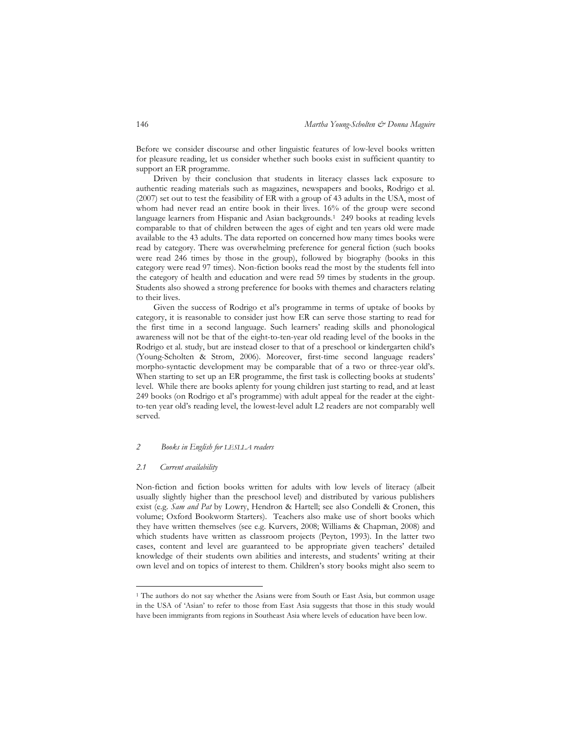Before we consider discourse and other linguistic features of low-level books written for pleasure reading, let us consider whether such books exist in sufficient quantity to support an ER programme.

Driven by their conclusion that students in literacy classes lack exposure to authentic reading materials such as magazines, newspapers and books, Rodrigo et al. (2007) set out to test the feasibility of ER with a group of 43 adults in the USA, most of whom had never read an entire book in their lives. 16% of the group were second language learners from Hispanic and Asian backgrounds.[1] 249 books at reading levels comparable to that of children between the ages of eight and ten years old were made available to the 43 adults. The data reported on concerned how many times books were read by category. There was overwhelming preference for general fiction (such books were read 246 times by those in the group), followed by biography (books in this category were read 97 times). Non-fiction books read the most by the students fell into the category of health and education and were read 59 times by students in the group. Students also showed a strong preference for books with themes and characters relating to their lives.

Given the success of Rodrigo et al's programme in terms of uptake of books by category, it is reasonable to consider just how ER can serve those starting to read for the first time in a second language. Such learners' reading skills and phonological awareness will not be that of the eight-to-ten-year old reading level of the books in the Rodrigo et al. study, but are instead closer to that of a preschool or kindergarten child's (Young-Scholten & Strom, 2006). Moreover, first-time second language readers' morpho-syntactic development may be comparable that of a two or three-year old's. When starting to set up an ER programme, the first task is collecting books at students' level. While there are books aplenty for young children just starting to read, and at least 249 books (on Rodrigo et al's programme) with adult appeal for the reader at the eight-to-ten year old's reading level, the lowest-level adult L2 readers are not comparably well served.

## 2 *Books in English for LESLLA readers*

### 2.1 *Current availability*

Non-fiction and fiction books written for adults with low levels of literacy (albeit usually slightly higher than the preschool level) and distributed by various publishers exist (e.g. *Sam and Pat* by Lowry, Hendron & Hartell; see also Condelli & Cronen, this volume; Oxford Bookworm Starters). Teachers also make use of short books which they have written themselves (see e.g. Kurvers, 2008; Williams & Chapman, 2008) and which students have written as classroom projects (Peyton, 1993). In the latter two cases, content and level are guaranteed to be appropriate given teachers' detailed knowledge of their students own abilities and interests, and students' writing at their own level and on topics of interest to them. Children's story books might also seem to

[1] The authors do not say whether the Asians were from South or East Asia, but common usage in the USA of 'Asian' to refer to those from East Asia suggests that those in this study would have been immigrants from regions in Southeast Asia where levels of education have been low.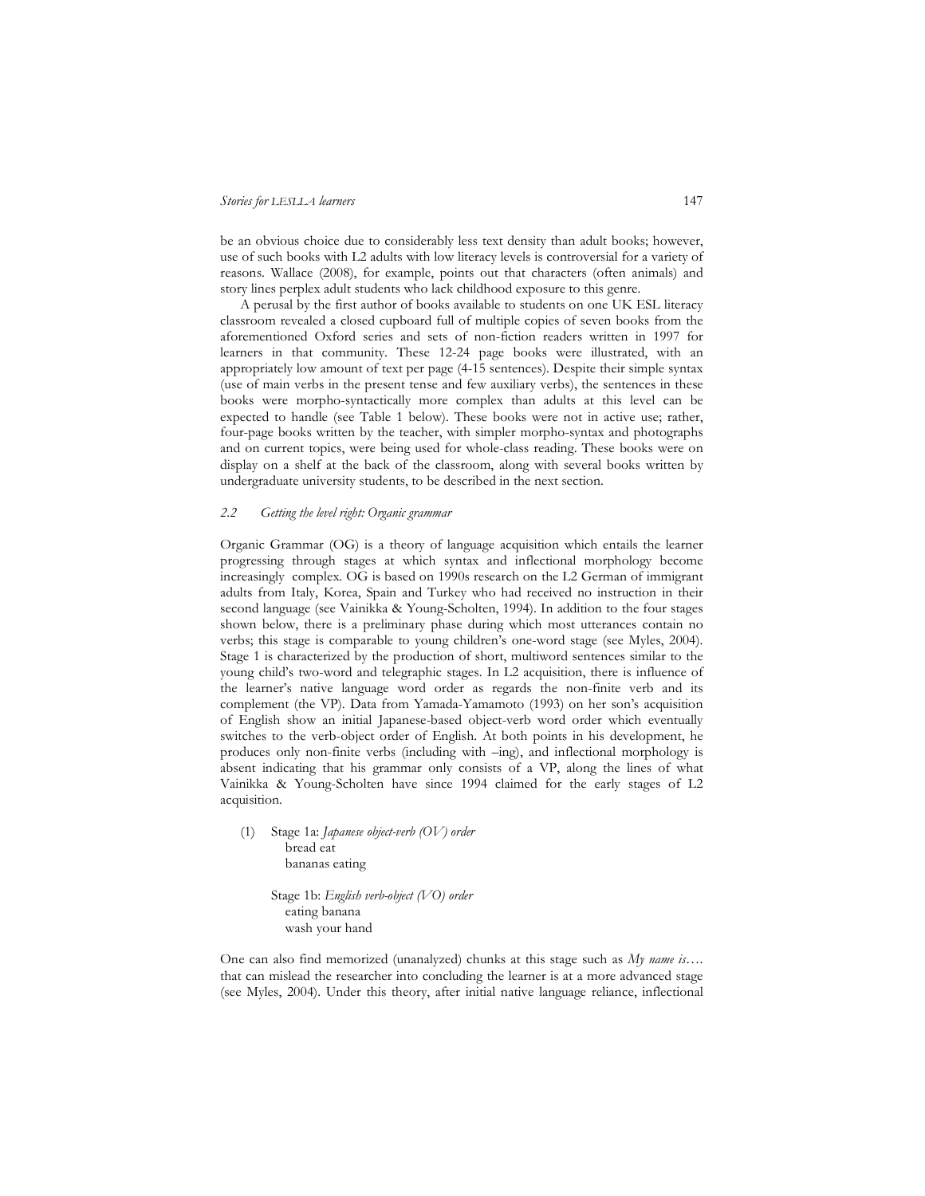be an obvious choice due to considerably less text density than adult books; however, use of such books with L2 adults with low literacy levels is controversial for a variety of reasons. Wallace (2008), for example, points out that characters (often animals) and story lines perplex adult students who lack childhood exposure to this genre.

A perusal by the first author of books available to students on one UK ESL literacy classroom revealed a closed cupboard full of multiple copies of seven books from the aforementioned Oxford series and sets of non-fiction readers written in 1997 for learners in that community. These 12-24 page books were illustrated, with an appropriately low amount of text per page (4-15 sentences). Despite their simple syntax (use of main verbs in the present tense and few auxiliary verbs), the sentences in these books were morpho-syntactically more complex than adults at this level can be expected to handle (see Table 1 below). These books were not in active use; rather, four-page books written by the teacher, with simpler morpho-syntax and photographs and on current topics, were being used for whole-class reading. These books were on display on a shelf at the back of the classroom, along with several books written by undergraduate university students, to be described in the next section.

### *2.2 Getting the level right: Organic grammar*

Organic Grammar (OG) is a theory of language acquisition which entails the learner progressing through stages at which syntax and inflectional morphology become increasingly complex. OG is based on 1990s research on the L2 German of immigrant adults from Italy, Korea, Spain and Turkey who had received no instruction in their second language (see Vainikka & Young-Scholten, 1994). In addition to the four stages shown below, there is a preliminary phase during which most utterances contain no verbs; this stage is comparable to young children's one-word stage (see Myles, 2004). Stage 1 is characterized by the production of short, multiword sentences similar to the young child's two-word and telegraphic stages. In L2 acquisition, there is influence of the learner's native language word order as regards the non-finite verb and its complement (the VP). Data from Yamada-Yamamoto (1993) on her son's acquisition of English show an initial Japanese-based object-verb word order which eventually switches to the verb-object order of English. At both points in his development, he produces only non-finite verbs (including with –ing), and inflectional morphology is absent indicating that his grammar only consists of a VP, along the lines of what Vainikka & Young-Scholten have since 1994 claimed for the early stages of L2 acquisition.

(1) Stage 1a: *Japanese object-verb (OV) order*
bread eat
bananas eating

Stage 1b: *English verb-object (VO) order*
eating banana
wash your hand

One can also find memorized (unanalyzed) chunks at this stage such as *My name is….* that can mislead the researcher into concluding the learner is at a more advanced stage (see Myles, 2004). Under this theory, after initial native language reliance, inflectional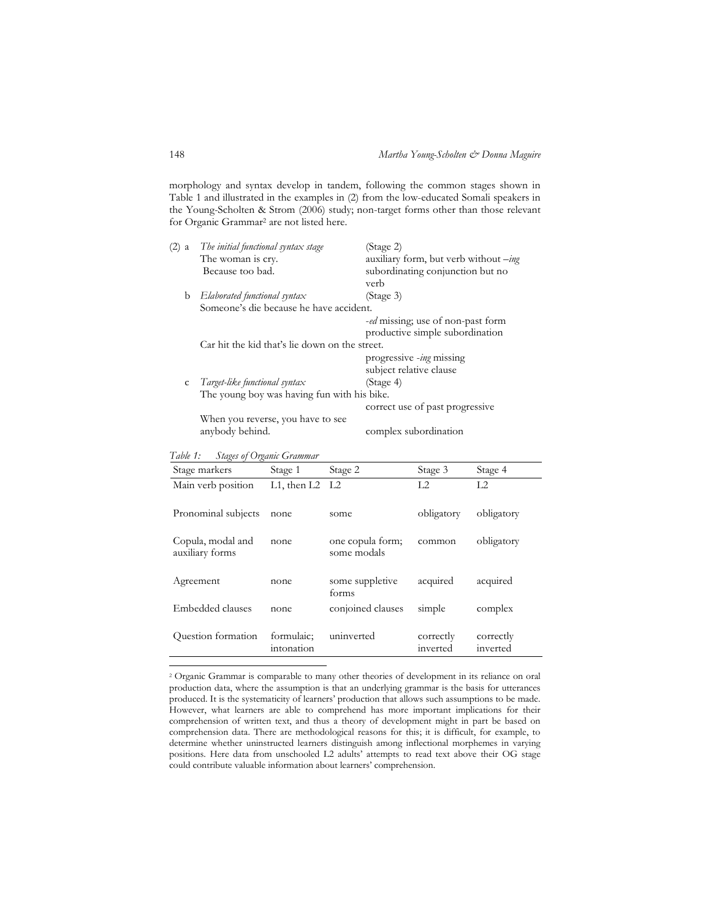morphology and syntax develop in tandem, following the common stages shown in Table 1 and illustrated in the examples in (2) from the low-educated Somali speakers in the Young-Scholten & Strom (2006) study; non-target forms other than those relevant for Organic Grammar[2] are not listed here.

(2) a *The initial functional syntax stage* (Stage 2)
- The woman is cry. — auxiliary form, but verb without *–ing*
- Because too bad. — subordinating conjunction but no verb

b *Elaborated functional syntax* (Stage 3)
- Someone's die because he have accident. — *-ed* missing; use of non-past form; productive simple subordination
- Car hit the kid that's lie down on the street. — progressive *-ing* missing; subject relative clause

c *Target-like functional syntax* (Stage 4)
- The young boy was having fun with his bike. — correct use of past progressive
- When you reverse, you have to see anybody behind. — complex subordination

*Table 1: Stages of Organic Grammar*

| Stage markers | Stage 1 | Stage 2 | Stage 3 | Stage 4 |
|---|---|---|---|---|
| Main verb position | L1, then L2 | L2 | L2 | L2 |
| Pronominal subjects | none | some | obligatory | obligatory |
| Copula, modal and auxiliary forms | none | one copula form; some modals | common | obligatory |
| Agreement | none | some suppletive forms | acquired | acquired |
| Embedded clauses | none | conjoined clauses | simple | complex |
| Question formation | formulaic; intonation | uninverted | correctly inverted | correctly inverted |

---

[2] Organic Grammar is comparable to many other theories of development in its reliance on oral production data, where the assumption is that an underlying grammar is the basis for utterances produced. It is the systematicity of learners' production that allows such assumptions to be made. However, what learners are able to comprehend has more important implications for their comprehension of written text, and thus a theory of development might in part be based on comprehension data. There are methodological reasons for this; it is difficult, for example, to determine whether uninstructed learners distinguish among inflectional morphemes in varying positions. Here data from unschooled L2 adults' attempts to read text above their OG stage could contribute valuable information about learners' comprehension.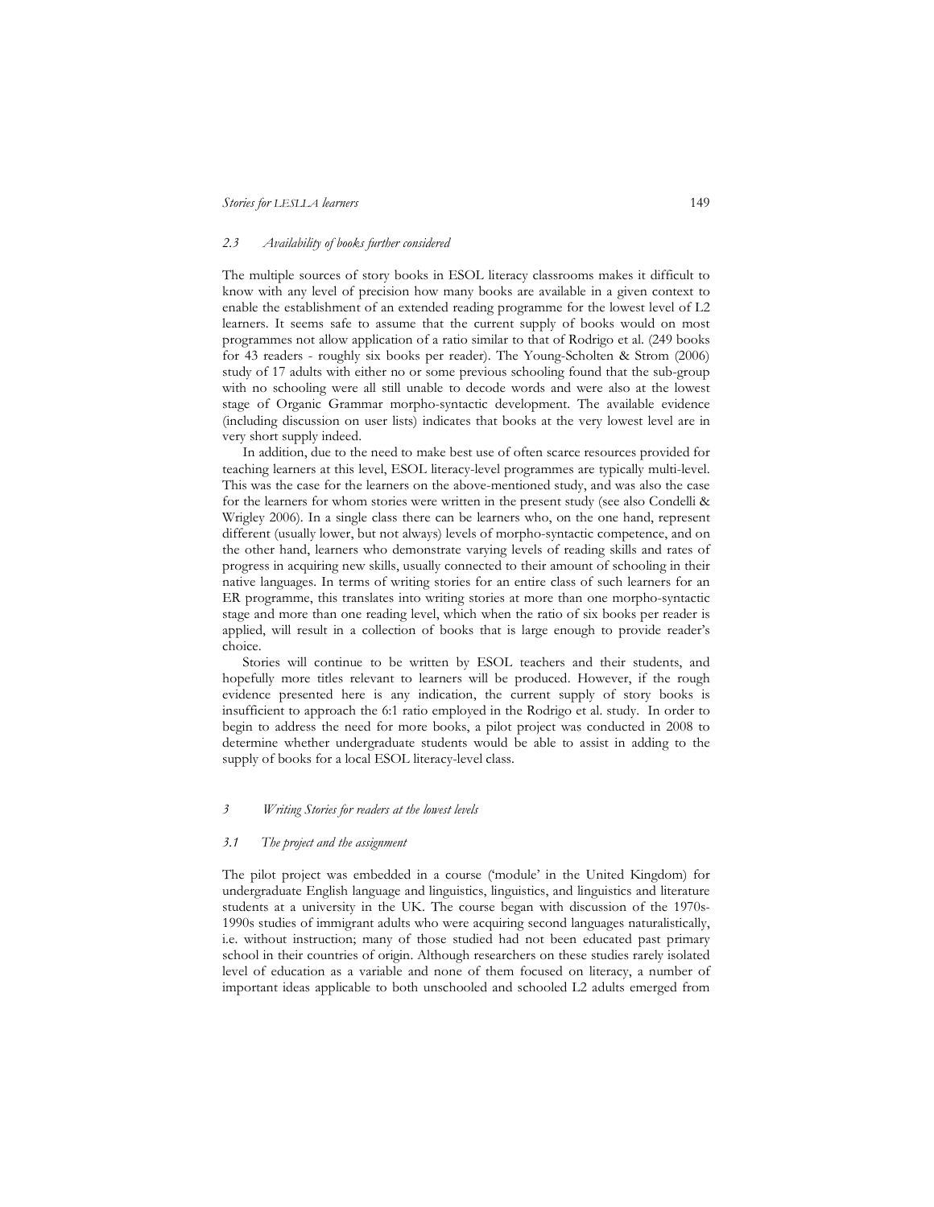### *2.3 Availability of books further considered*

The multiple sources of story books in ESOL literacy classrooms makes it difficult to know with any level of precision how many books are available in a given context to enable the establishment of an extended reading programme for the lowest level of L2 learners. It seems safe to assume that the current supply of books would on most programmes not allow application of a ratio similar to that of Rodrigo et al. (249 books for 43 readers - roughly six books per reader). The Young-Scholten & Strom (2006) study of 17 adults with either no or some previous schooling found that the sub-group with no schooling were all still unable to decode words and were also at the lowest stage of Organic Grammar morpho-syntactic development. The available evidence (including discussion on user lists) indicates that books at the very lowest level are in very short supply indeed.

In addition, due to the need to make best use of often scarce resources provided for teaching learners at this level, ESOL literacy-level programmes are typically multi-level. This was the case for the learners on the above-mentioned study, and was also the case for the learners for whom stories were written in the present study (see also Condelli & Wrigley 2006). In a single class there can be learners who, on the one hand, represent different (usually lower, but not always) levels of morpho-syntactic competence, and on the other hand, learners who demonstrate varying levels of reading skills and rates of progress in acquiring new skills, usually connected to their amount of schooling in their native languages. In terms of writing stories for an entire class of such learners for an ER programme, this translates into writing stories at more than one morpho-syntactic stage and more than one reading level, which when the ratio of six books per reader is applied, will result in a collection of books that is large enough to provide reader's choice.

Stories will continue to be written by ESOL teachers and their students, and hopefully more titles relevant to learners will be produced. However, if the rough evidence presented here is any indication, the current supply of story books is insufficient to approach the 6:1 ratio employed in the Rodrigo et al. study. In order to begin to address the need for more books, a pilot project was conducted in 2008 to determine whether undergraduate students would be able to assist in adding to the supply of books for a local ESOL literacy-level class.

## *3 Writing Stories for readers at the lowest levels*

### *3.1 The project and the assignment*

The pilot project was embedded in a course ('module' in the United Kingdom) for undergraduate English language and linguistics, linguistics, and linguistics and literature students at a university in the UK. The course began with discussion of the 1970s-1990s studies of immigrant adults who were acquiring second languages naturalistically, i.e. without instruction; many of those studied had not been educated past primary school in their countries of origin. Although researchers on these studies rarely isolated level of education as a variable and none of them focused on literacy, a number of important ideas applicable to both unschooled and schooled L2 adults emerged from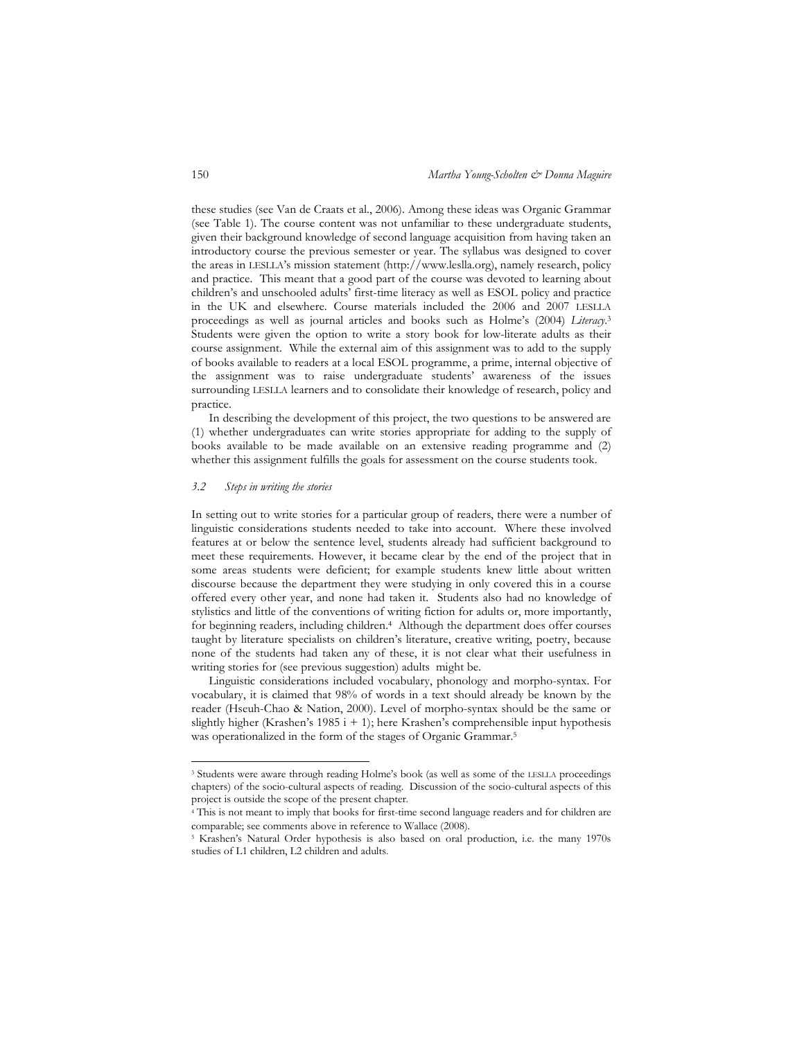these studies (see Van de Craats et al., 2006). Among these ideas was Organic Grammar (see Table 1). The course content was not unfamiliar to these undergraduate students, given their background knowledge of second language acquisition from having taken an introductory course the previous semester or year. The syllabus was designed to cover the areas in LESLLA's mission statement (http://www.leslla.org), namely research, policy and practice. This meant that a good part of the course was devoted to learning about children's and unschooled adults' first-time literacy as well as ESOL policy and practice in the UK and elsewhere. Course materials included the 2006 and 2007 LESLLA proceedings as well as journal articles and books such as Holme's (2004) *Literacy*.[3] Students were given the option to write a story book for low-literate adults as their course assignment. While the external aim of this assignment was to add to the supply of books available to readers at a local ESOL programme, a prime, internal objective of the assignment was to raise undergraduate students' awareness of the issues surrounding LESLLA learners and to consolidate their knowledge of research, policy and practice.

In describing the development of this project, the two questions to be answered are (1) whether undergraduates can write stories appropriate for adding to the supply of books available to be made available on an extensive reading programme and (2) whether this assignment fulfills the goals for assessment on the course students took.

### *3.2 Steps in writing the stories*

In setting out to write stories for a particular group of readers, there were a number of linguistic considerations students needed to take into account. Where these involved features at or below the sentence level, students already had sufficient background to meet these requirements. However, it became clear by the end of the project that in some areas students were deficient; for example students knew little about written discourse because the department they were studying in only covered this in a course offered every other year, and none had taken it. Students also had no knowledge of stylistics and little of the conventions of writing fiction for adults or, more importantly, for beginning readers, including children.[4] Although the department does offer courses taught by literature specialists on children's literature, creative writing, poetry, because none of the students had taken any of these, it is not clear what their usefulness in writing stories for (see previous suggestion) adults might be.

Linguistic considerations included vocabulary, phonology and morpho-syntax. For vocabulary, it is claimed that 98% of words in a text should already be known by the reader (Hseuh-Chao & Nation, 2000). Level of morpho-syntax should be the same or slightly higher (Krashen's 1985 i + 1); here Krashen's comprehensible input hypothesis was operationalized in the form of the stages of Organic Grammar.[5]

---

[3] Students were aware through reading Holme's book (as well as some of the LESLLA proceedings chapters) of the socio-cultural aspects of reading. Discussion of the socio-cultural aspects of this project is outside the scope of the present chapter.

[4] This is not meant to imply that books for first-time second language readers and for children are comparable; see comments above in reference to Wallace (2008).

[5] Krashen's Natural Order hypothesis is also based on oral production, i.e. the many 1970s studies of L1 children, L2 children and adults.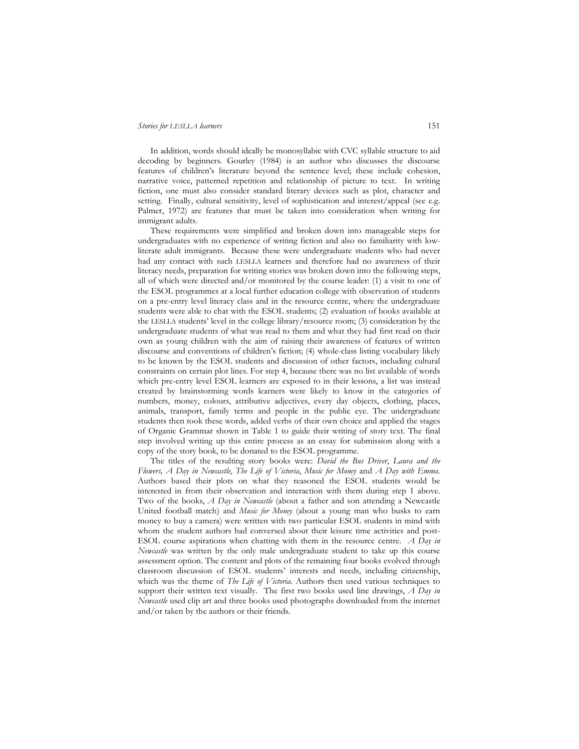In addition, words should ideally be monosyllabic with CVC syllable structure to aid decoding by beginners. Gourley (1984) is an author who discusses the discourse features of children's literature beyond the sentence level; these include cohesion, narrative voice, patterned repetition and relationship of picture to text. In writing fiction, one must also consider standard literary devices such as plot, character and setting. Finally, cultural sensitivity, level of sophistication and interest/appeal (see e.g. Palmer, 1972) are features that must be taken into consideration when writing for immigrant adults.

These requirements were simplified and broken down into manageable steps for undergraduates with no experience of writing fiction and also no familiarity with low-literate adult immigrants. Because these were undergraduate students who had never had any contact with such LESLLA learners and therefore had no awareness of their literacy needs, preparation for writing stories was broken down into the following steps, all of which were directed and/or monitored by the course leader: (1) a visit to one of the ESOL programmes at a local further education college with observation of students on a pre-entry level literacy class and in the resource centre, where the undergraduate students were able to chat with the ESOL students; (2) evaluation of books available at the LESLLA students' level in the college library/resource room; (3) consideration by the undergraduate students of what was read to them and what they had first read on their own as young children with the aim of raising their awareness of features of written discourse and conventions of children's fiction; (4) whole-class listing vocabulary likely to be known by the ESOL students and discussion of other factors, including cultural constraints on certain plot lines. For step 4, because there was no list available of words which pre-entry level ESOL learners are exposed to in their lessons, a list was instead created by brainstorming words learners were likely to know in the categories of numbers, money, colours, attributive adjectives, every day objects, clothing, places, animals, transport, family terms and people in the public eye. The undergraduate students then took these words, added verbs of their own choice and applied the stages of Organic Grammar shown in Table 1 to guide their writing of story text. The final step involved writing up this entire process as an essay for submission along with a copy of the story book, to be donated to the ESOL programme.

The titles of the resulting story books were: *David the Bus Driver*, *Laura and the Flowers, A Day in Newcastle*, *The Life of Victoria*, *Music for Money* and *A Day with Emma*. Authors based their plots on what they reasoned the ESOL students would be interested in from their observation and interaction with them during step 1 above. Two of the books, *A Day in Newcastle* (about a father and son attending a Newcastle United football match) and *Music for Money* (about a young man who busks to earn money to buy a camera) were written with two particular ESOL students in mind with whom the student authors had conversed about their leisure time activities and post-ESOL course aspirations when chatting with them in the resource centre. *A Day in Newcastle* was written by the only male undergraduate student to take up this course assessment option. The content and plots of the remaining four books evolved through classroom discussion of ESOL students' interests and needs, including citizenship, which was the theme of *The Life of Victoria*. Authors then used various techniques to support their written text visually. The first two books used line drawings, *A Day in Newcastle* used clip art and three books used photographs downloaded from the internet and/or taken by the authors or their friends.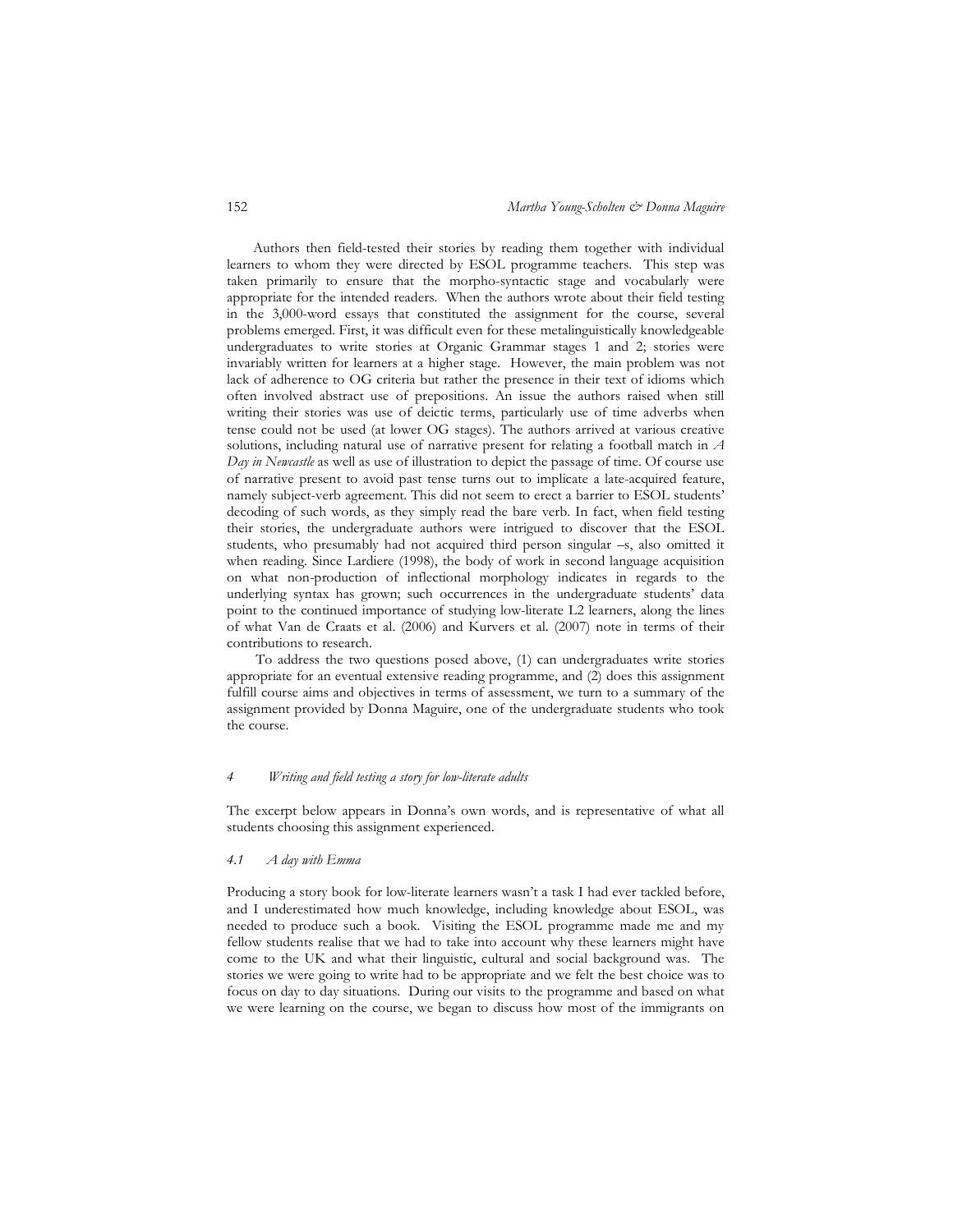Authors then field-tested their stories by reading them together with individual learners to whom they were directed by ESOL programme teachers. This step was taken primarily to ensure that the morpho-syntactic stage and vocabularly were appropriate for the intended readers. When the authors wrote about their field testing in the 3,000-word essays that constituted the assignment for the course, several problems emerged. First, it was difficult even for these metalinguistically knowledgeable undergraduates to write stories at Organic Grammar stages 1 and 2; stories were invariably written for learners at a higher stage. However, the main problem was not lack of adherence to OG criteria but rather the presence in their text of idioms which often involved abstract use of prepositions. An issue the authors raised when still writing their stories was use of deictic terms, particularly use of time adverbs when tense could not be used (at lower OG stages). The authors arrived at various creative solutions, including natural use of narrative present for relating a football match in *A Day in Newcastle* as well as use of illustration to depict the passage of time. Of course use of narrative present to avoid past tense turns out to implicate a late-acquired feature, namely subject-verb agreement. This did not seem to erect a barrier to ESOL students' decoding of such words, as they simply read the bare verb. In fact, when field testing their stories, the undergraduate authors were intrigued to discover that the ESOL students, who presumably had not acquired third person singular –s, also omitted it when reading. Since Lardiere (1998), the body of work in second language acquisition on what non-production of inflectional morphology indicates in regards to the underlying syntax has grown; such occurrences in the undergraduate students' data point to the continued importance of studying low-literate L2 learners, along the lines of what Van de Craats et al. (2006) and Kurvers et al. (2007) note in terms of their contributions to research.

To address the two questions posed above, (1) can undergraduates write stories appropriate for an eventual extensive reading programme, and (2) does this assignment fulfill course aims and objectives in terms of assessment, we turn to a summary of the assignment provided by Donna Maguire, one of the undergraduate students who took the course.

## *4 Writing and field testing a story for low-literate adults*

The excerpt below appears in Donna's own words, and is representative of what all students choosing this assignment experienced.

### *4.1 A day with Emma*

Producing a story book for low-literate learners wasn't a task I had ever tackled before, and I underestimated how much knowledge, including knowledge about ESOL, was needed to produce such a book. Visiting the ESOL programme made me and my fellow students realise that we had to take into account why these learners might have come to the UK and what their linguistic, cultural and social background was. The stories we were going to write had to be appropriate and we felt the best choice was to focus on day to day situations. During our visits to the programme and based on what we were learning on the course, we began to discuss how most of the immigrants on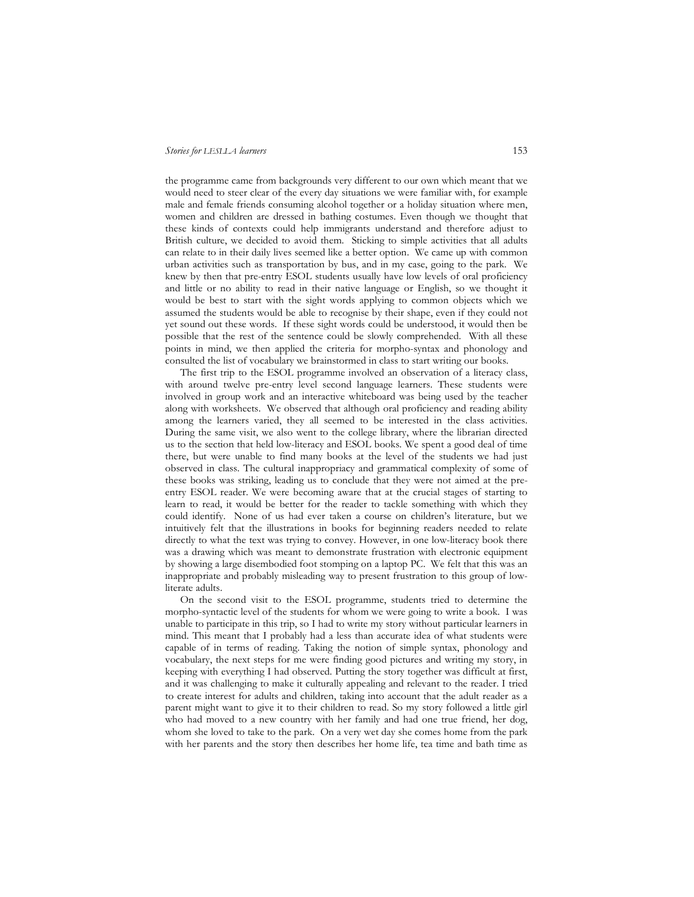the programme came from backgrounds very different to our own which meant that we would need to steer clear of the every day situations we were familiar with, for example male and female friends consuming alcohol together or a holiday situation where men, women and children are dressed in bathing costumes. Even though we thought that these kinds of contexts could help immigrants understand and therefore adjust to British culture, we decided to avoid them. Sticking to simple activities that all adults can relate to in their daily lives seemed like a better option. We came up with common urban activities such as transportation by bus, and in my case, going to the park. We knew by then that pre-entry ESOL students usually have low levels of oral proficiency and little or no ability to read in their native language or English, so we thought it would be best to start with the sight words applying to common objects which we assumed the students would be able to recognise by their shape, even if they could not yet sound out these words. If these sight words could be understood, it would then be possible that the rest of the sentence could be slowly comprehended. With all these points in mind, we then applied the criteria for morpho-syntax and phonology and consulted the list of vocabulary we brainstormed in class to start writing our books.

The first trip to the ESOL programme involved an observation of a literacy class, with around twelve pre-entry level second language learners. These students were involved in group work and an interactive whiteboard was being used by the teacher along with worksheets. We observed that although oral proficiency and reading ability among the learners varied, they all seemed to be interested in the class activities. During the same visit, we also went to the college library, where the librarian directed us to the section that held low-literacy and ESOL books. We spent a good deal of time there, but were unable to find many books at the level of the students we had just observed in class. The cultural inappropriacy and grammatical complexity of some of these books was striking, leading us to conclude that they were not aimed at the pre-entry ESOL reader. We were becoming aware that at the crucial stages of starting to learn to read, it would be better for the reader to tackle something with which they could identify. None of us had ever taken a course on children's literature, but we intuitively felt that the illustrations in books for beginning readers needed to relate directly to what the text was trying to convey. However, in one low-literacy book there was a drawing which was meant to demonstrate frustration with electronic equipment by showing a large disembodied foot stomping on a laptop PC. We felt that this was an inappropriate and probably misleading way to present frustration to this group of low-literate adults.

On the second visit to the ESOL programme, students tried to determine the morpho-syntactic level of the students for whom we were going to write a book. I was unable to participate in this trip, so I had to write my story without particular learners in mind. This meant that I probably had a less than accurate idea of what students were capable of in terms of reading. Taking the notion of simple syntax, phonology and vocabulary, the next steps for me were finding good pictures and writing my story, in keeping with everything I had observed. Putting the story together was difficult at first, and it was challenging to make it culturally appealing and relevant to the reader. I tried to create interest for adults and children, taking into account that the adult reader as a parent might want to give it to their children to read. So my story followed a little girl who had moved to a new country with her family and had one true friend, her dog, whom she loved to take to the park. On a very wet day she comes home from the park with her parents and the story then describes her home life, tea time and bath time as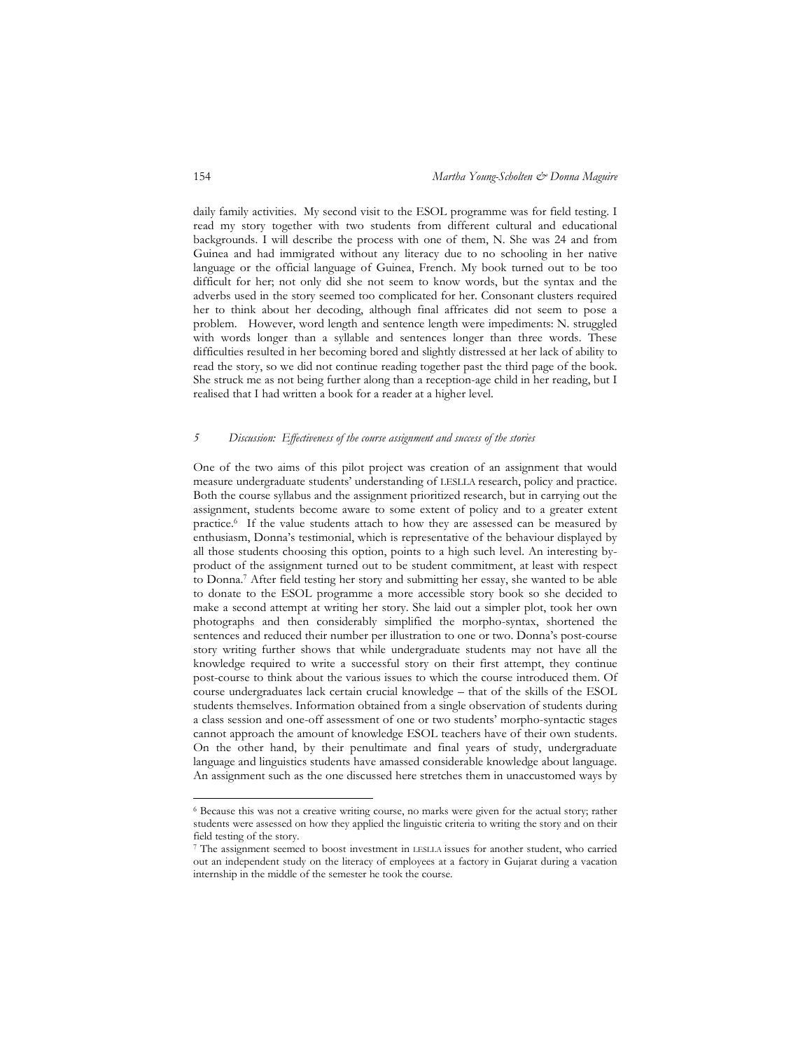daily family activities. My second visit to the ESOL programme was for field testing. I read my story together with two students from different cultural and educational backgrounds. I will describe the process with one of them, N. She was 24 and from Guinea and had immigrated without any literacy due to no schooling in her native language or the official language of Guinea, French. My book turned out to be too difficult for her; not only did she not seem to know words, but the syntax and the adverbs used in the story seemed too complicated for her. Consonant clusters required her to think about her decoding, although final affricates did not seem to pose a problem. However, word length and sentence length were impediments: N. struggled with words longer than a syllable and sentences longer than three words. These difficulties resulted in her becoming bored and slightly distressed at her lack of ability to read the story, so we did not continue reading together past the third page of the book. She struck me as not being further along than a reception-age child in her reading, but I realised that I had written a book for a reader at a higher level.

## *5 Discussion: Effectiveness of the course assignment and success of the stories*

One of the two aims of this pilot project was creation of an assignment that would measure undergraduate students' understanding of LESLLA research, policy and practice. Both the course syllabus and the assignment prioritized research, but in carrying out the assignment, students become aware to some extent of policy and to a greater extent practice.[6] If the value students attach to how they are assessed can be measured by enthusiasm, Donna's testimonial, which is representative of the behaviour displayed by all those students choosing this option, points to a high such level. An interesting by-product of the assignment turned out to be student commitment, at least with respect to Donna.[7] After field testing her story and submitting her essay, she wanted to be able to donate to the ESOL programme a more accessible story book so she decided to make a second attempt at writing her story. She laid out a simpler plot, took her own photographs and then considerably simplified the morpho-syntax, shortened the sentences and reduced their number per illustration to one or two. Donna's post-course story writing further shows that while undergraduate students may not have all the knowledge required to write a successful story on their first attempt, they continue post-course to think about the various issues to which the course introduced them. Of course undergraduates lack certain crucial knowledge – that of the skills of the ESOL students themselves. Information obtained from a single observation of students during a class session and one-off assessment of one or two students' morpho-syntactic stages cannot approach the amount of knowledge ESOL teachers have of their own students. On the other hand, by their penultimate and final years of study, undergraduate language and linguistics students have amassed considerable knowledge about language. An assignment such as the one discussed here stretches them in unaccustomed ways by

---

[6] Because this was not a creative writing course, no marks were given for the actual story; rather students were assessed on how they applied the linguistic criteria to writing the story and on their field testing of the story.

[7] The assignment seemed to boost investment in LESLLA issues for another student, who carried out an independent study on the literacy of employees at a factory in Gujarat during a vacation internship in the middle of the semester he took the course.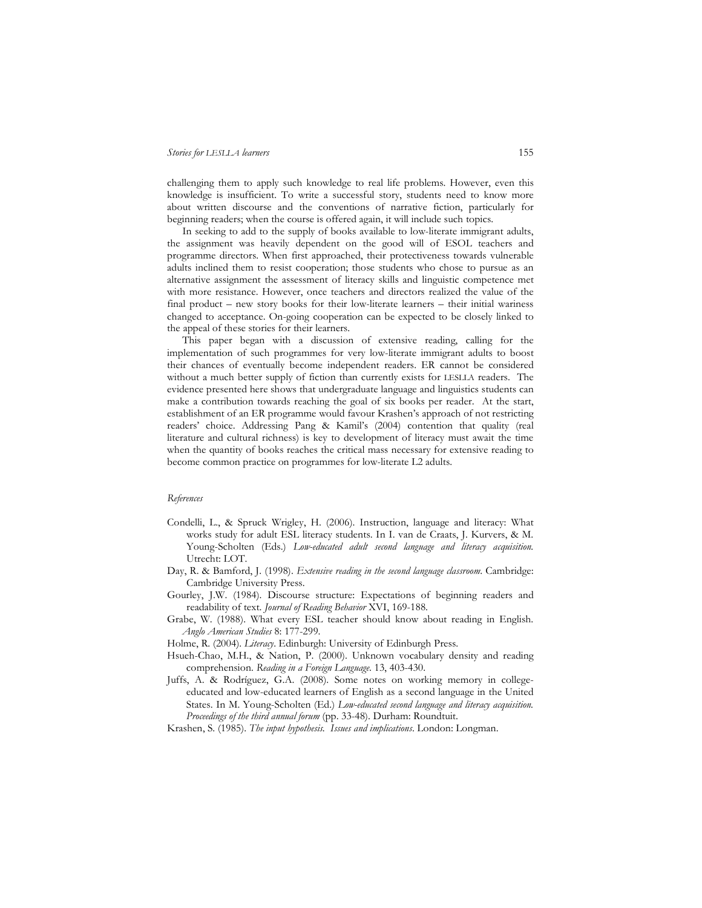challenging them to apply such knowledge to real life problems. However, even this knowledge is insufficient. To write a successful story, students need to know more about written discourse and the conventions of narrative fiction, particularly for beginning readers; when the course is offered again, it will include such topics.

In seeking to add to the supply of books available to low-literate immigrant adults, the assignment was heavily dependent on the good will of ESOL teachers and programme directors. When first approached, their protectiveness towards vulnerable adults inclined them to resist cooperation; those students who chose to pursue as an alternative assignment the assessment of literacy skills and linguistic competence met with more resistance. However, once teachers and directors realized the value of the final product – new story books for their low-literate learners – their initial wariness changed to acceptance. On-going cooperation can be expected to be closely linked to the appeal of these stories for their learners.

This paper began with a discussion of extensive reading, calling for the implementation of such programmes for very low-literate immigrant adults to boost their chances of eventually become independent readers. ER cannot be considered without a much better supply of fiction than currently exists for LESLLA readers. The evidence presented here shows that undergraduate language and linguistics students can make a contribution towards reaching the goal of six books per reader. At the start, establishment of an ER programme would favour Krashen's approach of not restricting readers' choice. Addressing Pang & Kamil's (2004) contention that quality (real literature and cultural richness) is key to development of literacy must await the time when the quantity of books reaches the critical mass necessary for extensive reading to become common practice on programmes for low-literate L2 adults.

*References*

Condelli, L., & Spruck Wrigley, H. (2006). Instruction, language and literacy: What works study for adult ESL literacy students. In I. van de Craats, J. Kurvers, & M. Young-Scholten (Eds.) *Low-educated adult second language and literacy acquisition*. Utrecht: LOT.

Day, R. & Bamford, J. (1998). *Extensive reading in the second language classroom*. Cambridge: Cambridge University Press.

Gourley, J.W. (1984). Discourse structure: Expectations of beginning readers and readability of text. *Journal of Reading Behavior* XVI, 169-188.

Grabe, W. (1988). What every ESL teacher should know about reading in English. *Anglo American Studies* 8: 177-299.

Holme, R. (2004). *Literacy*. Edinburgh: University of Edinburgh Press.

Hsueh-Chao, M.H., & Nation, P. (2000). Unknown vocabulary density and reading comprehension. *Reading in a Foreign Language*. 13, 403-430.

Juffs, A. & Rodríguez, G.A. (2008). Some notes on working memory in college-educated and low-educated learners of English as a second language in the United States. In M. Young-Scholten (Ed.) *Low-educated second language and literacy acquisition. Proceedings of the third annual forum* (pp. 33-48). Durham: Roundtuit.

Krashen, S. (1985). *The input hypothesis. Issues and implications*. London: Longman.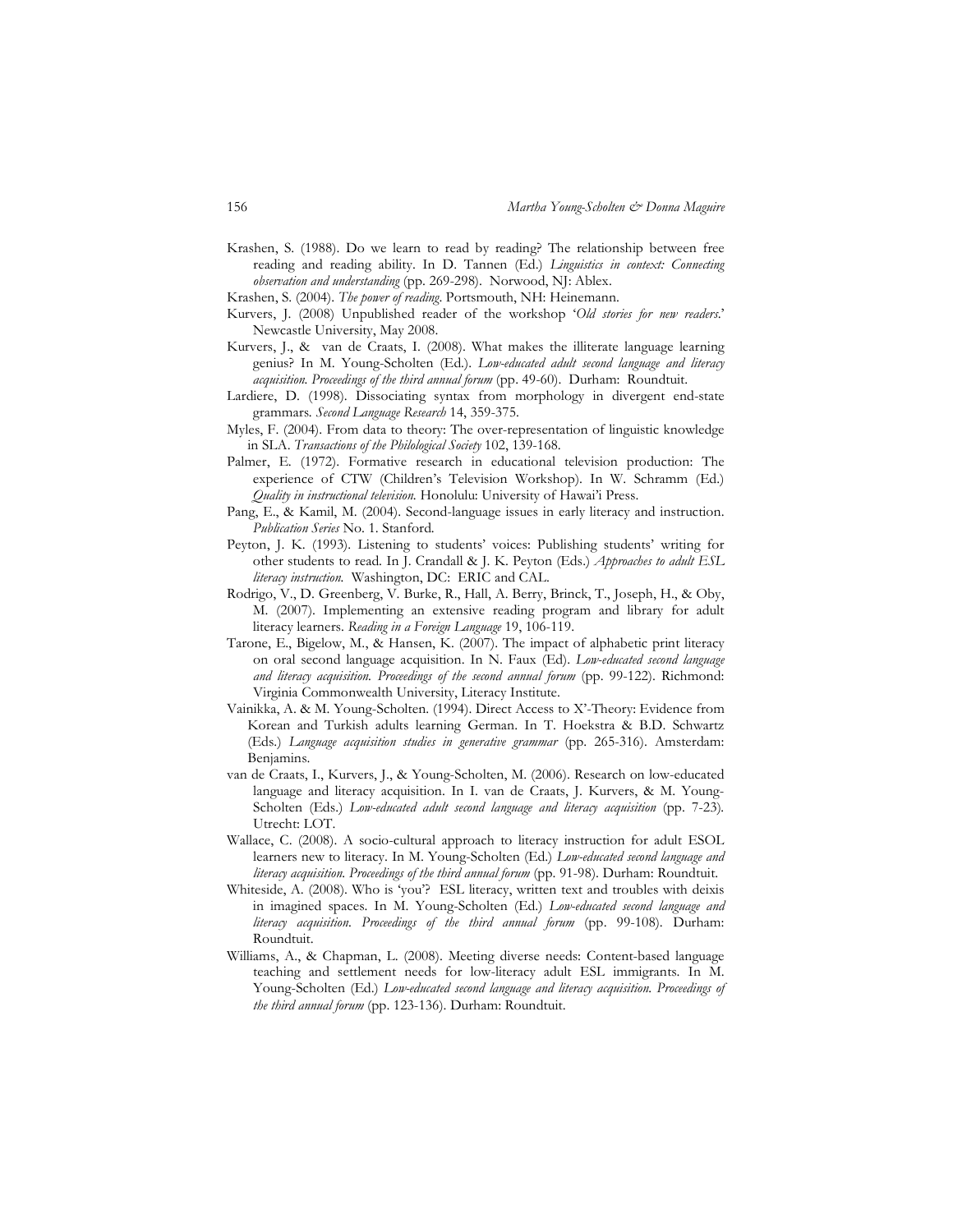Krashen, S. (1988). Do we learn to read by reading? The relationship between free reading and reading ability. In D. Tannen (Ed.) *Linguistics in context: Connecting observation and understanding* (pp. 269-298). Norwood, NJ: Ablex.

Krashen, S. (2004). *The power of reading*. Portsmouth, NH: Heinemann.

Kurvers, J. (2008) Unpublished reader of the workshop '*Old stories for new readers*.' Newcastle University, May 2008.

Kurvers, J., & van de Craats, I. (2008). What makes the illiterate language learning genius? In M. Young-Scholten (Ed.). *Low-educated adult second language and literacy acquisition. Proceedings of the third annual forum* (pp. 49-60). Durham: Roundtuit.

Lardiere, D. (1998). Dissociating syntax from morphology in divergent end-state grammars. *Second Language Research* 14, 359-375.

Myles, F. (2004). From data to theory: The over-representation of linguistic knowledge in SLA. *Transactions of the Philological Society* 102, 139-168.

Palmer, E. (1972). Formative research in educational television production: The experience of CTW (Children's Television Workshop). In W. Schramm (Ed.) *Quality in instructional television.* Honolulu: University of Hawai'i Press.

Pang, E., & Kamil, M. (2004). Second-language issues in early literacy and instruction. *Publication Series* No. 1. Stanford.

Peyton, J. K. (1993). Listening to students' voices: Publishing students' writing for other students to read. In J. Crandall & J. K. Peyton (Eds.) *Approaches to adult ESL literacy instruction.* Washington, DC: ERIC and CAL.

Rodrigo, V., D. Greenberg, V. Burke, R., Hall, A. Berry, Brinck, T., Joseph, H., & Oby, M. (2007). Implementing an extensive reading program and library for adult literacy learners. *Reading in a Foreign Language* 19, 106-119.

Tarone, E., Bigelow, M., & Hansen, K. (2007). The impact of alphabetic print literacy on oral second language acquisition. In N. Faux (Ed). *Low-educated second language and literacy acquisition. Proceedings of the second annual forum* (pp. 99-122). Richmond: Virginia Commonwealth University, Literacy Institute.

Vainikka, A. & M. Young-Scholten. (1994). Direct Access to X'-Theory: Evidence from Korean and Turkish adults learning German. In T. Hoekstra & B.D. Schwartz (Eds.) *Language acquisition studies in generative grammar* (pp. 265-316). Amsterdam: Benjamins.

van de Craats, I., Kurvers, J., & Young-Scholten, M. (2006). Research on low-educated language and literacy acquisition. In I. van de Craats, J. Kurvers, & M. Young-Scholten (Eds.) *Low-educated adult second language and literacy acquisition* (pp. 7-23). Utrecht: LOT.

Wallace, C. (2008). A socio-cultural approach to literacy instruction for adult ESOL learners new to literacy. In M. Young-Scholten (Ed.) *Low-educated second language and literacy acquisition. Proceedings of the third annual forum* (pp. 91-98). Durham: Roundtuit.

Whiteside, A. (2008). Who is 'you'? ESL literacy, written text and troubles with deixis in imagined spaces. In M. Young-Scholten (Ed.) *Low-educated second language and literacy acquisition. Proceedings of the third annual forum* (pp. 99-108). Durham: Roundtuit.

Williams, A., & Chapman, L. (2008). Meeting diverse needs: Content-based language teaching and settlement needs for low-literacy adult ESL immigrants. In M. Young-Scholten (Ed.) *Low-educated second language and literacy acquisition. Proceedings of the third annual forum* (pp. 123-136). Durham: Roundtuit.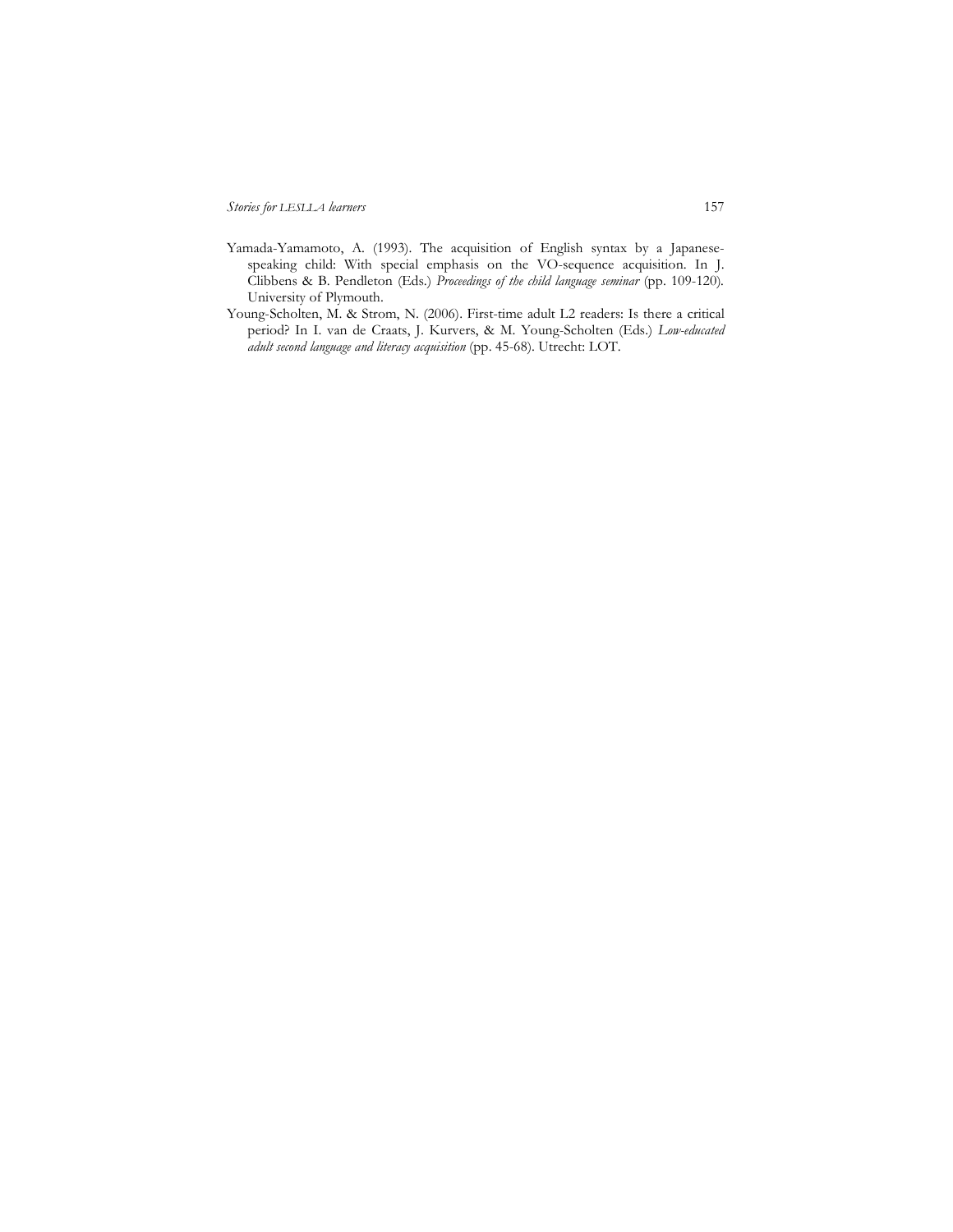Yamada-Yamamoto, A. (1993). The acquisition of English syntax by a Japanese-speaking child: With special emphasis on the VO-sequence acquisition. In J. Clibbens & B. Pendleton (Eds.) *Proceedings of the child language seminar* (pp. 109-120). University of Plymouth.

Young-Scholten, M. & Strom, N. (2006). First-time adult L2 readers: Is there a critical period? In I. van de Craats, J. Kurvers, & M. Young-Scholten (Eds.) *Low-educated adult second language and literacy acquisition* (pp. 45-68). Utrecht: LOT.